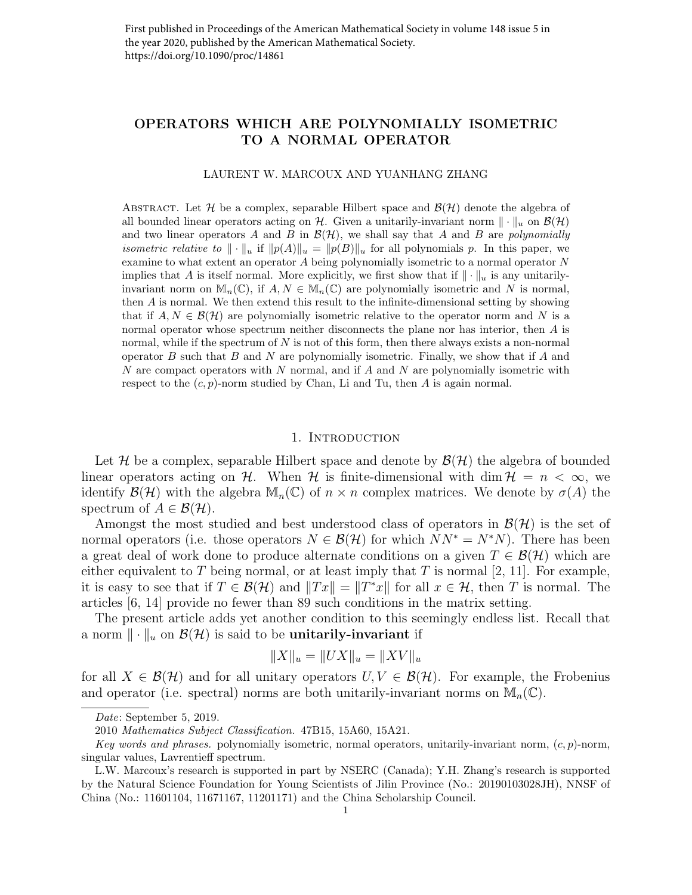First published in Proceedings of the American Mathematical Society in volume 148 issue 5 in the year 2020, published by the American Mathematical Society.
https://doi.org/10.1090/proc/14861

# OPERATORS WHICH ARE POLYNOMIALLY ISOMETRIC TO A NORMAL OPERATOR

LAURENT W. MARCOUX AND YUANHANG ZHANG

Abstract. Let $\mathcal{H}$ be a complex, separable Hilbert space and $\mathcal{B}(\mathcal{H})$ denote the algebra of all bounded linear operators acting on $\mathcal{H}$. Given a unitarily-invariant norm $\|\cdot\|_u$ on $\mathcal{B}(\mathcal{H})$ and two linear operators $A$ and $B$ in $\mathcal{B}(\mathcal{H})$, we shall say that $A$ and $B$ are *polynomially isometric relative to* $\|\cdot\|_u$ if $\|p(A)\|_u = \|p(B)\|_u$ for all polynomials $p$. In this paper, we examine to what extent an operator $A$ being polynomially isometric to a normal operator $N$ implies that $A$ is itself normal. More explicitly, we first show that if $\|\cdot\|_u$ is any unitarily-invariant norm on $\mathbb{M}_n(\mathbb{C})$, if $A, N \in \mathbb{M}_n(\mathbb{C})$ are polynomially isometric and $N$ is normal, then $A$ is normal. We then extend this result to the infinite-dimensional setting by showing that if $A, N \in \mathcal{B}(\mathcal{H})$ are polynomially isometric relative to the operator norm and $N$ is a normal operator whose spectrum neither disconnects the plane nor has interior, then $A$ is normal, while if the spectrum of $N$ is not of this form, then there always exists a non-normal operator $B$ such that $B$ and $N$ are polynomially isometric. Finally, we show that if $A$ and $N$ are compact operators with $N$ normal, and if $A$ and $N$ are polynomially isometric with respect to the $(c,p)$-norm studied by Chan, Li and Tu, then $A$ is again normal.

## 1. Introduction

Let $\mathcal{H}$ be a complex, separable Hilbert space and denote by $\mathcal{B}(\mathcal{H})$ the algebra of bounded linear operators acting on $\mathcal{H}$. When $\mathcal{H}$ is finite-dimensional with $\dim \mathcal{H} = n < \infty$, we identify $\mathcal{B}(\mathcal{H})$ with the algebra $\mathbb{M}_n(\mathbb{C})$ of $n \times n$ complex matrices. We denote by $\sigma(A)$ the spectrum of $A \in \mathcal{B}(\mathcal{H})$.

Amongst the most studied and best understood class of operators in $\mathcal{B}(\mathcal{H})$ is the set of normal operators (i.e. those operators $N \in \mathcal{B}(\mathcal{H})$ for which $NN^* = N^*N$). There has been a great deal of work done to produce alternate conditions on a given $T \in \mathcal{B}(\mathcal{H})$ which are either equivalent to $T$ being normal, or at least imply that $T$ is normal [2, 11]. For example, it is easy to see that if $T \in \mathcal{B}(\mathcal{H})$ and $\|Tx\| = \|T^*x\|$ for all $x \in \mathcal{H}$, then $T$ is normal. The articles [6, 14] provide no fewer than 89 such conditions in the matrix setting.

The present article adds yet another condition to this seemingly endless list. Recall that a norm $\|\cdot\|_u$ on $\mathcal{B}(\mathcal{H})$ is said to be **unitarily-invariant** if

$$\|X\|_u = \|UX\|_u = \|XV\|_u$$

for all $X \in \mathcal{B}(\mathcal{H})$ and for all unitary operators $U, V \in \mathcal{B}(\mathcal{H})$. For example, the Frobenius and operator (i.e. spectral) norms are both unitarily-invariant norms on $\mathbb{M}_n(\mathbb{C})$.

---

*Date*: September 5, 2019.

2010 *Mathematics Subject Classification.* 47B15, 15A60, 15A21.

*Key words and phrases.* polynomially isometric, normal operators, unitarily-invariant norm, $(c,p)$-norm, singular values, Lavrentieff spectrum.

L.W. Marcoux's research is supported in part by NSERC (Canada); Y.H. Zhang's research is supported by the Natural Science Foundation for Young Scientists of Jilin Province (No.: 20190103028JH), NNSF of China (No.: 11601104, 11671167, 11201171) and the China Scholarship Council.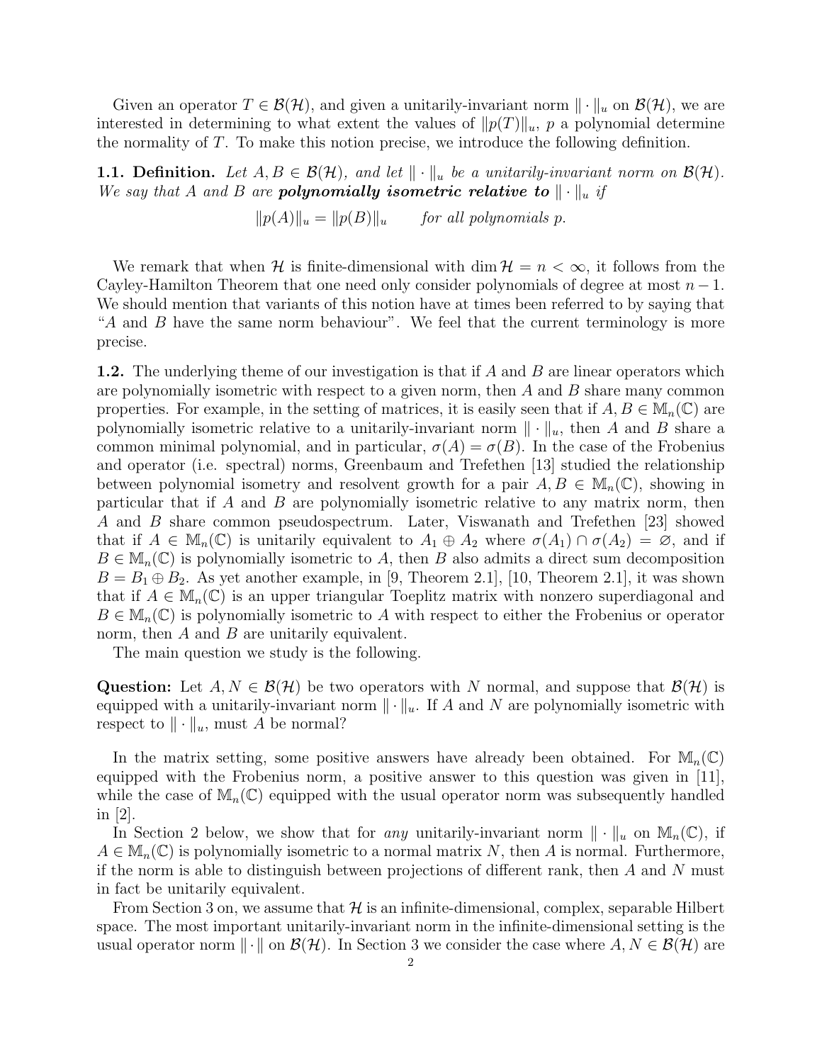Given an operator $T \in \mathcal{B}(\mathcal{H})$, and given a unitarily-invariant norm $\|\cdot\|_u$ on $\mathcal{B}(\mathcal{H})$, we are interested in determining to what extent the values of $\|p(T)\|_u$, $p$ a polynomial determine the normality of $T$. To make this notion precise, we introduce the following definition.

**1.1. Definition.** *Let $A, B \in \mathcal{B}(\mathcal{H})$, and let $\|\cdot\|_u$ be a unitarily-invariant norm on $\mathcal{B}(\mathcal{H})$. We say that $A$ and $B$ are* ***polynomially isometric relative to*** *$\|\cdot\|_u$ if*

$$\|p(A)\|_u = \|p(B)\|_u \qquad \text{for all polynomials } p.$$

We remark that when $\mathcal{H}$ is finite-dimensional with $\dim \mathcal{H} = n < \infty$, it follows from the Cayley-Hamilton Theorem that one need only consider polynomials of degree at most $n-1$. We should mention that variants of this notion have at times been referred to by saying that "$A$ and $B$ have the same norm behaviour". We feel that the current terminology is more precise.

**1.2.** The underlying theme of our investigation is that if $A$ and $B$ are linear operators which are polynomially isometric with respect to a given norm, then $A$ and $B$ share many common properties. For example, in the setting of matrices, it is easily seen that if $A, B \in \mathbb{M}_n(\mathbb{C})$ are polynomially isometric relative to a unitarily-invariant norm $\|\cdot\|_u$, then $A$ and $B$ share a common minimal polynomial, and in particular, $\sigma(A) = \sigma(B)$. In the case of the Frobenius and operator (i.e. spectral) norms, Greenbaum and Trefethen [13] studied the relationship between polynomial isometry and resolvent growth for a pair $A, B \in \mathbb{M}_n(\mathbb{C})$, showing in particular that if $A$ and $B$ are polynomially isometric relative to any matrix norm, then $A$ and $B$ share common pseudospectrum. Later, Viswanath and Trefethen [23] showed that if $A \in \mathbb{M}_n(\mathbb{C})$ is unitarily equivalent to $A_1 \oplus A_2$ where $\sigma(A_1) \cap \sigma(A_2) = \varnothing$, and if $B \in \mathbb{M}_n(\mathbb{C})$ is polynomially isometric to $A$, then $B$ also admits a direct sum decomposition $B = B_1 \oplus B_2$. As yet another example, in [9, Theorem 2.1], [10, Theorem 2.1], it was shown that if $A \in \mathbb{M}_n(\mathbb{C})$ is an upper triangular Toeplitz matrix with nonzero superdiagonal and $B \in \mathbb{M}_n(\mathbb{C})$ is polynomially isometric to $A$ with respect to either the Frobenius or operator norm, then $A$ and $B$ are unitarily equivalent.

The main question we study is the following.

**Question:** Let $A, N \in \mathcal{B}(\mathcal{H})$ be two operators with $N$ normal, and suppose that $\mathcal{B}(\mathcal{H})$ is equipped with a unitarily-invariant norm $\|\cdot\|_u$. If $A$ and $N$ are polynomially isometric with respect to $\|\cdot\|_u$, must $A$ be normal?

In the matrix setting, some positive answers have already been obtained. For $\mathbb{M}_n(\mathbb{C})$ equipped with the Frobenius norm, a positive answer to this question was given in [11], while the case of $\mathbb{M}_n(\mathbb{C})$ equipped with the usual operator norm was subsequently handled in [2].

In Section 2 below, we show that for *any* unitarily-invariant norm $\|\cdot\|_u$ on $\mathbb{M}_n(\mathbb{C})$, if $A \in \mathbb{M}_n(\mathbb{C})$ is polynomially isometric to a normal matrix $N$, then $A$ is normal. Furthermore, if the norm is able to distinguish between projections of different rank, then $A$ and $N$ must in fact be unitarily equivalent.

From Section 3 on, we assume that $\mathcal{H}$ is an infinite-dimensional, complex, separable Hilbert space. The most important unitarily-invariant norm in the infinite-dimensional setting is the usual operator norm $\|\cdot\|$ on $\mathcal{B}(\mathcal{H})$. In Section 3 we consider the case where $A, N \in \mathcal{B}(\mathcal{H})$ are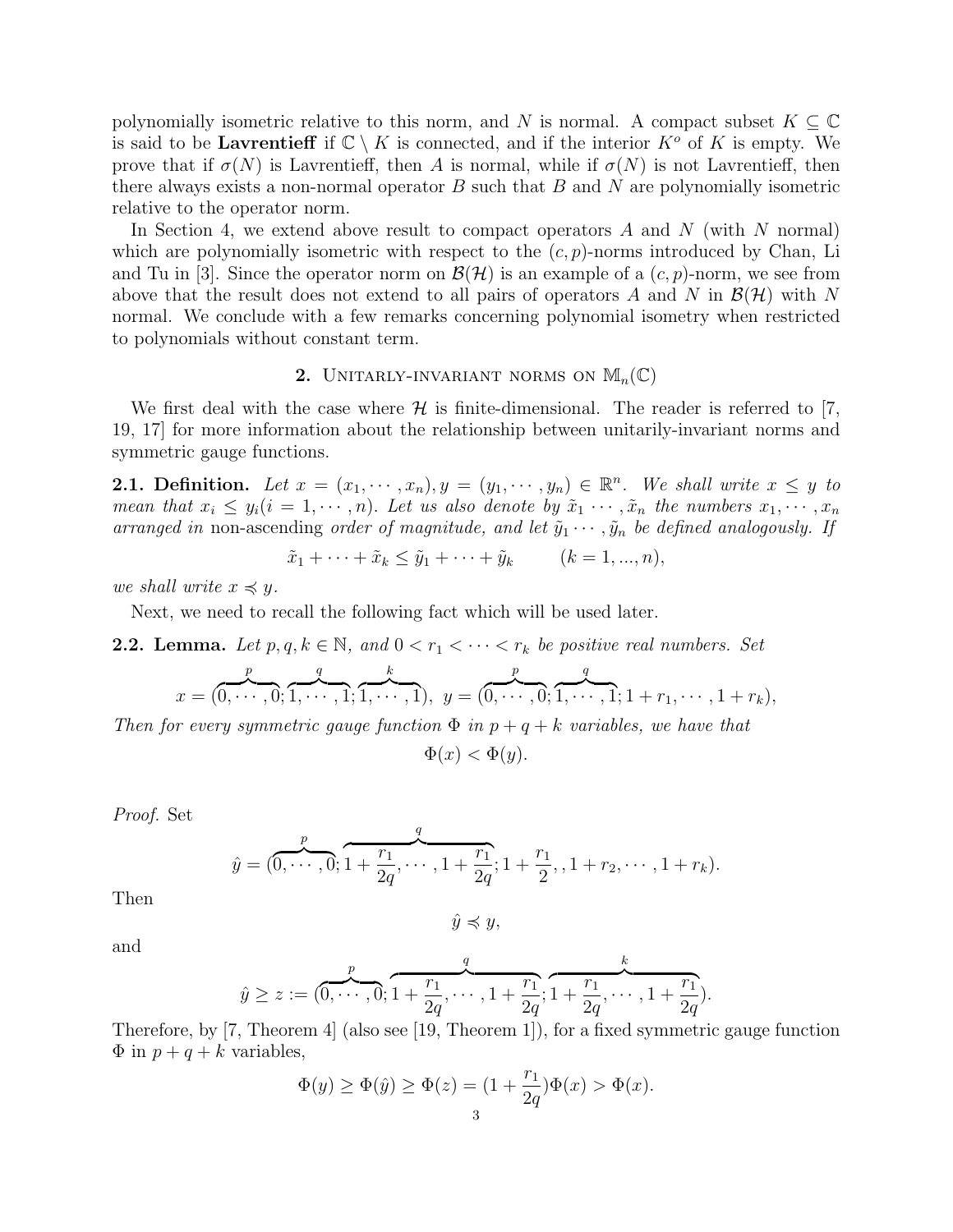polynomially isometric relative to this norm, and $N$ is normal. A compact subset $K \subseteq \mathbb{C}$ is said to be **Lavrentieff** if $\mathbb{C} \setminus K$ is connected, and if the interior $K^o$ of $K$ is empty. We prove that if $\sigma(N)$ is Lavrentieff, then $A$ is normal, while if $\sigma(N)$ is not Lavrentieff, then there always exists a non-normal operator $B$ such that $B$ and $N$ are polynomially isometric relative to the operator norm.

In Section 4, we extend above result to compact operators $A$ and $N$ (with $N$ normal) which are polynomially isometric with respect to the $(c,p)$-norms introduced by Chan, Li and Tu in [3]. Since the operator norm on $\mathcal{B}(\mathcal{H})$ is an example of a $(c,p)$-norm, we see from above that the result does not extend to all pairs of operators $A$ and $N$ in $\mathcal{B}(\mathcal{H})$ with $N$ normal. We conclude with a few remarks concerning polynomial isometry when restricted to polynomials without constant term.

## 2. Unitarily-invariant norms on $\mathbb{M}_n(\mathbb{C})$

We first deal with the case where $\mathcal{H}$ is finite-dimensional. The reader is referred to [7, 19, 17] for more information about the relationship between unitarily-invariant norms and symmetric gauge functions.

**2.1. Definition.** *Let $x = (x_1, \cdots, x_n), y = (y_1, \cdots, y_n) \in \mathbb{R}^n$. We shall write $x \le y$ to mean that $x_i \le y_i (i = 1, \cdots, n)$. Let us also denote by $\tilde{x}_1 \cdots, \tilde{x}_n$ the numbers $x_1, \cdots, x_n$ arranged in* non-ascending *order of magnitude, and let $\tilde{y}_1 \cdots, \tilde{y}_n$ be defined analogously. If*

$$\tilde{x}_1 + \cdots + \tilde{x}_k \le \tilde{y}_1 + \cdots + \tilde{y}_k \qquad (k = 1, ..., n),$$

*we shall write $x \preccurlyeq y$.*

Next, we need to recall the following fact which will be used later.

**2.2. Lemma.** *Let $p, q, k \in \mathbb{N}$, and $0 < r_1 < \cdots < r_k$ be positive real numbers. Set*

$$x = (\overbrace{0, \cdots, 0}^{p}; \overbrace{1, \cdots, 1}^{q}; \overbrace{1, \cdots, 1}^{k}), \;\; y = (\overbrace{0, \cdots, 0}^{p}; \overbrace{1, \cdots, 1}^{q}; 1 + r_1, \cdots, 1 + r_k),$$

*Then for every symmetric gauge function $\Phi$ in $p + q + k$ variables, we have that*

$$\Phi(x) < \Phi(y).$$

*Proof.* Set

$$\hat{y} = (\overbrace{0, \cdots, 0}^{p}; \overbrace{1 + \frac{r_1}{2q}, \cdots, 1 + \frac{r_1}{2q}}^{q}; 1 + \frac{r_1}{2}, , 1 + r_2, \cdots, 1 + r_k).$$

Then

$$\hat{y} \preccurlyeq y,$$

and

$$\hat{y} \ge z := (\overbrace{0, \cdots, 0}^{p}; \overbrace{1 + \frac{r_1}{2q}, \cdots, 1 + \frac{r_1}{2q}}^{q}; \overbrace{1 + \frac{r_1}{2q}, \cdots, 1 + \frac{r_1}{2q}}^{k}).$$

Therefore, by [7, Theorem 4] (also see [19, Theorem 1]), for a fixed symmetric gauge function $\Phi$ in $p + q + k$ variables,

$$\Phi(y) \ge \Phi(\hat{y}) \ge \Phi(z) = (1 + \frac{r_1}{2q})\Phi(x) > \Phi(x).$$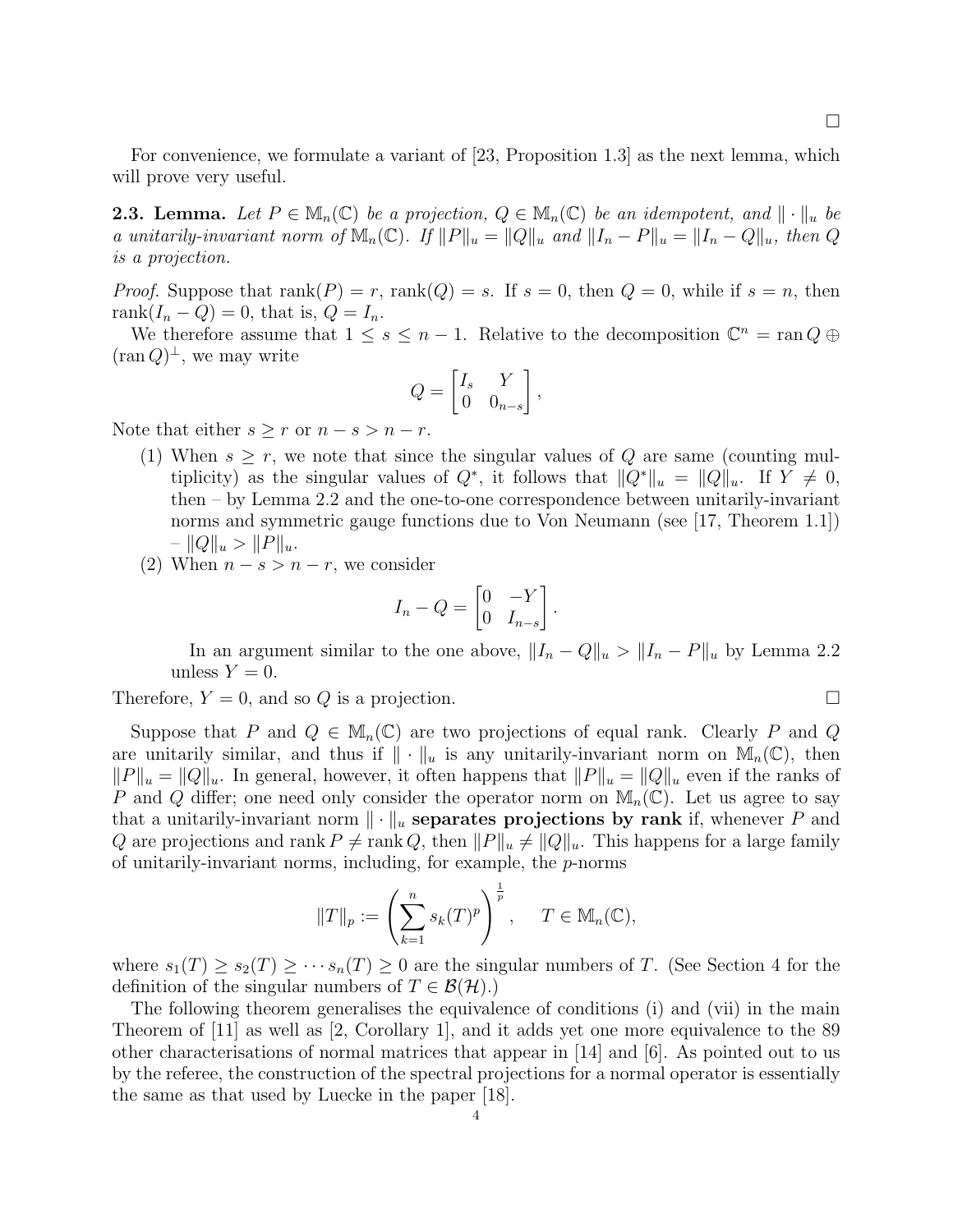□

For convenience, we formulate a variant of [23, Proposition 1.3] as the next lemma, which will prove very useful.

**2.3. Lemma.** *Let $P \in \mathbb{M}_n(\mathbb{C})$ be a projection, $Q \in \mathbb{M}_n(\mathbb{C})$ be an idempotent, and $\|\cdot\|_u$ be a unitarily-invariant norm of $\mathbb{M}_n(\mathbb{C})$. If $\|P\|_u = \|Q\|_u$ and $\|I_n - P\|_u = \|I_n - Q\|_u$, then $Q$ is a projection.*

*Proof.* Suppose that $\operatorname{rank}(P) = r$, $\operatorname{rank}(Q) = s$. If $s = 0$, then $Q = 0$, while if $s = n$, then $\operatorname{rank}(I_n - Q) = 0$, that is, $Q = I_n$.

We therefore assume that $1 \leq s \leq n-1$. Relative to the decomposition $\mathbb{C}^n = \operatorname{ran} Q \oplus (\operatorname{ran} Q)^\perp$, we may write

$$Q = \begin{bmatrix} I_s & Y \\ 0 & 0_{n-s} \end{bmatrix},$$

Note that either $s \geq r$ or $n - s > n - r$.

1. When $s \geq r$, we note that since the singular values of $Q$ are same (counting multiplicity) as the singular values of $Q^*$, it follows that $\|Q^*\|_u = \|Q\|_u$. If $Y \neq 0$, then – by Lemma 2.2 and the one-to-one correspondence between unitarily-invariant norms and symmetric gauge functions due to Von Neumann (see [17, Theorem 1.1]) – $\|Q\|_u > \|P\|_u$.
2. When $n - s > n - r$, we consider
$$I_n - Q = \begin{bmatrix} 0 & -Y \\ 0 & I_{n-s} \end{bmatrix}.$$
In an argument similar to the one above, $\|I_n - Q\|_u > \|I_n - P\|_u$ by Lemma 2.2 unless $Y = 0$.

Therefore, $Y = 0$, and so $Q$ is a projection. □

Suppose that $P$ and $Q \in \mathbb{M}_n(\mathbb{C})$ are two projections of equal rank. Clearly $P$ and $Q$ are unitarily similar, and thus if $\|\cdot\|_u$ is any unitarily-invariant norm on $\mathbb{M}_n(\mathbb{C})$, then $\|P\|_u = \|Q\|_u$. In general, however, it often happens that $\|P\|_u = \|Q\|_u$ even if the ranks of $P$ and $Q$ differ; one need only consider the operator norm on $\mathbb{M}_n(\mathbb{C})$. Let us agree to say that a unitarily-invariant norm $\|\cdot\|_u$ **separates projections by rank** if, whenever $P$ and $Q$ are projections and $\operatorname{rank} P \neq \operatorname{rank} Q$, then $\|P\|_u \neq \|Q\|_u$. This happens for a large family of unitarily-invariant norms, including, for example, the $p$-norms

$$\|T\|_p := \left( \sum_{k=1}^{n} s_k(T)^p \right)^{\frac{1}{p}}, \quad T \in \mathbb{M}_n(\mathbb{C}),$$

where $s_1(T) \geq s_2(T) \geq \cdots s_n(T) \geq 0$ are the singular numbers of $T$. (See Section 4 for the definition of the singular numbers of $T \in \mathcal{B}(\mathcal{H})$.)

The following theorem generalises the equivalence of conditions (i) and (vii) in the main Theorem of [11] as well as [2, Corollary 1], and it adds yet one more equivalence to the 89 other characterisations of normal matrices that appear in [14] and [6]. As pointed out to us by the referee, the construction of the spectral projections for a normal operator is essentially the same as that used by Luecke in the paper [18].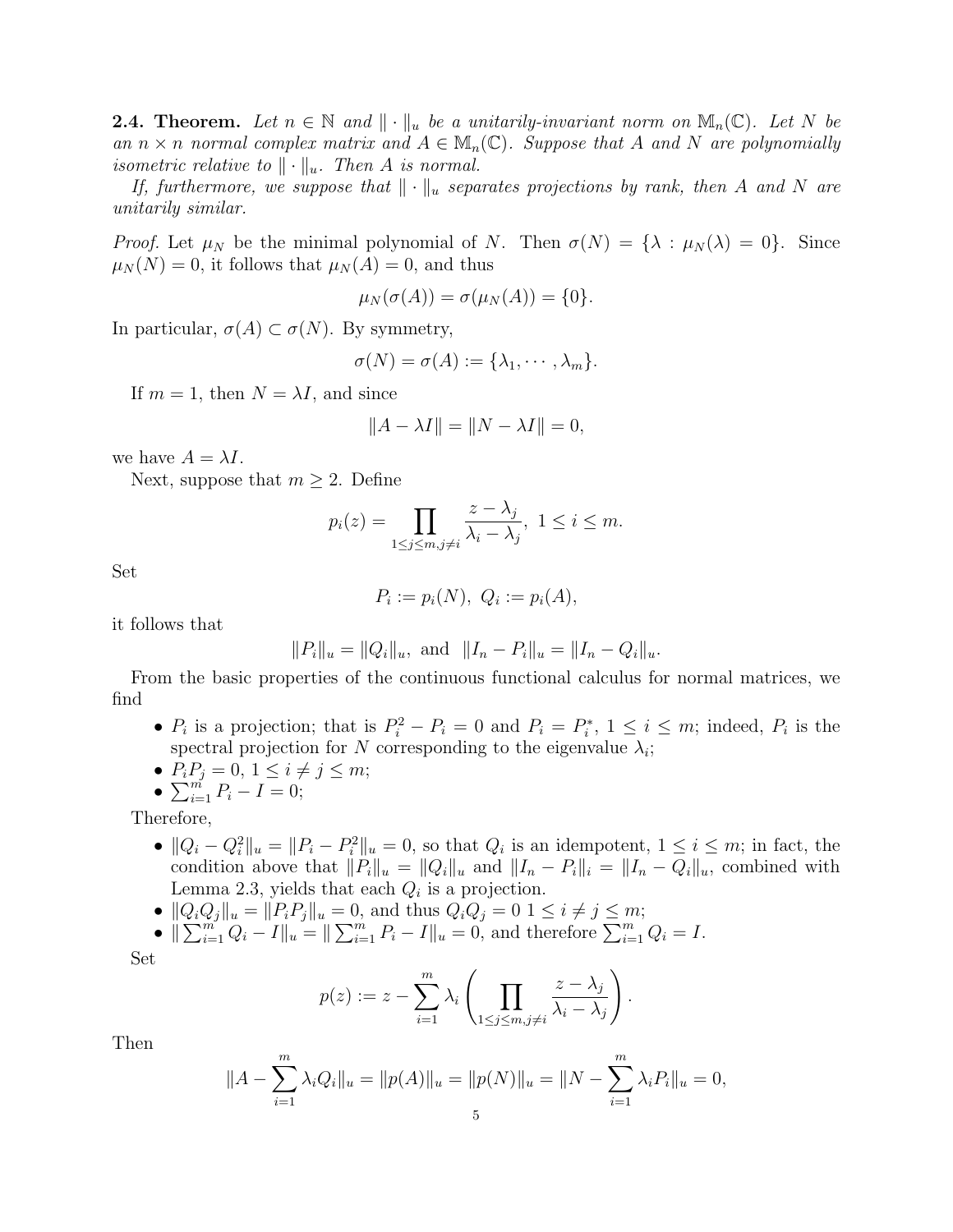**2.4. Theorem.** *Let $n \in \mathbb{N}$ and $\|\cdot\|_u$ be a unitarily-invariant norm on $\mathbb{M}_n(\mathbb{C})$. Let $N$ be an $n \times n$ normal complex matrix and $A \in \mathbb{M}_n(\mathbb{C})$. Suppose that $A$ and $N$ are polynomially isometric relative to $\|\cdot\|_u$. Then $A$ is normal.*

*If, furthermore, we suppose that $\|\cdot\|_u$ separates projections by rank, then $A$ and $N$ are unitarily similar.*

*Proof.* Let $\mu_N$ be the minimal polynomial of $N$. Then $\sigma(N) = \{\lambda : \mu_N(\lambda) = 0\}$. Since $\mu_N(N) = 0$, it follows that $\mu_N(A) = 0$, and thus

$$\mu_N(\sigma(A)) = \sigma(\mu_N(A)) = \{0\}.$$

In particular, $\sigma(A) \subset \sigma(N)$. By symmetry,

$$\sigma(N) = \sigma(A) := \{\lambda_1, \cdots, \lambda_m\}.$$

If $m = 1$, then $N = \lambda I$, and since

$$\|A - \lambda I\| = \|N - \lambda I\| = 0,$$

we have $A = \lambda I$.

Next, suppose that $m \geq 2$. Define

$$p_i(z) = \prod_{1 \leq j \leq m, j \neq i} \frac{z - \lambda_j}{\lambda_i - \lambda_j}, \ 1 \leq i \leq m.$$

Set

$$P_i := p_i(N), \ Q_i := p_i(A),$$

it follows that

$$\|P_i\|_u = \|Q_i\|_u, \text{ and } \|I_n - P_i\|_u = \|I_n - Q_i\|_u.$$

From the basic properties of the continuous functional calculus for normal matrices, we find

- $P_i$ is a projection; that is $P_i^2 - P_i = 0$ and $P_i = P_i^*$, $1 \leq i \leq m$; indeed, $P_i$ is the spectral projection for $N$ corresponding to the eigenvalue $\lambda_i$;
- $P_i P_j = 0$, $1 \leq i \neq j \leq m$;
- $\sum_{i=1}^m P_i - I = 0$;

Therefore,

- $\|Q_i - Q_i^2\|_u = \|P_i - P_i^2\|_u = 0$, so that $Q_i$ is an idempotent, $1 \leq i \leq m$; in fact, the condition above that $\|P_i\|_u = \|Q_i\|_u$ and $\|I_n - P_i\|_i = \|I_n - Q_i\|_u$, combined with Lemma 2.3, yields that each $Q_i$ is a projection.
- $\|Q_i Q_j\|_u = \|P_i P_j\|_u = 0$, and thus $Q_i Q_j = 0$ $1 \leq i \neq j \leq m$;
- $\|\sum_{i=1}^m Q_i - I\|_u = \|\sum_{i=1}^m P_i - I\|_u = 0$, and therefore $\sum_{i=1}^m Q_i = I$.

Set

$$p(z) := z - \sum_{i=1}^m \lambda_i \left( \prod_{1 \leq j \leq m, j \neq i} \frac{z - \lambda_j}{\lambda_i - \lambda_j} \right).$$

Then

$$\|A - \sum_{i=1}^m \lambda_i Q_i\|_u = \|p(A)\|_u = \|p(N)\|_u = \|N - \sum_{i=1}^m \lambda_i P_i\|_u = 0,$$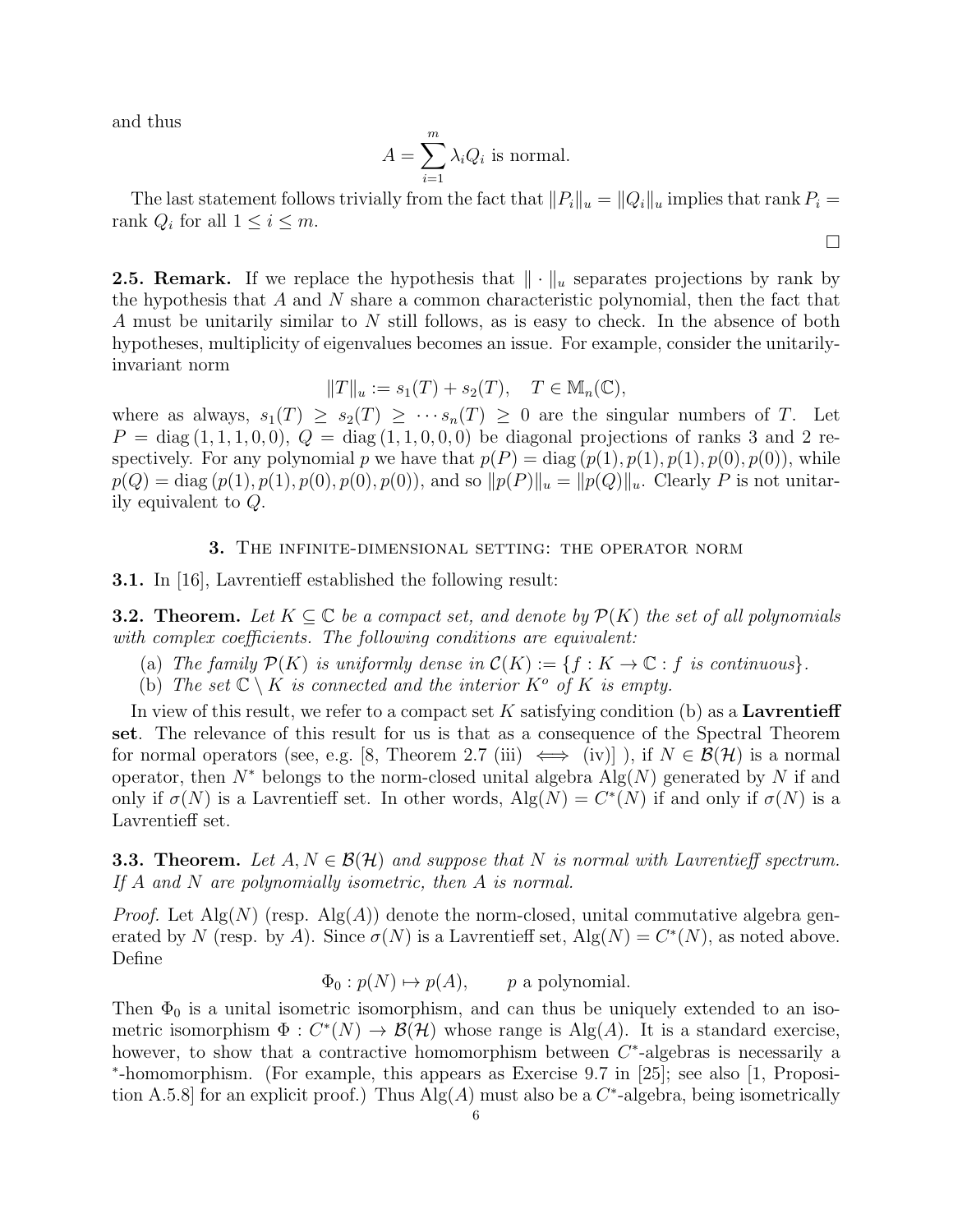and thus

$$A = \sum_{i=1}^{m} \lambda_i Q_i \text{ is normal.}$$

The last statement follows trivially from the fact that $\|P_i\|_u = \|Q_i\|_u$ implies that rank $P_i =$ rank $Q_i$ for all $1 \le i \le m$.

□

**2.5. Remark.** If we replace the hypothesis that $\|\cdot\|_u$ separates projections by rank by the hypothesis that $A$ and $N$ share a common characteristic polynomial, then the fact that $A$ must be unitarily similar to $N$ still follows, as is easy to check. In the absence of both hypotheses, multiplicity of eigenvalues becomes an issue. For example, consider the unitarily-invariant norm

$$\|T\|_u := s_1(T) + s_2(T), \quad T \in \mathbb{M}_n(\mathbb{C}),$$

where as always, $s_1(T) \ge s_2(T) \ge \cdots s_n(T) \ge 0$ are the singular numbers of $T$. Let $P = \operatorname{diag}(1,1,1,0,0)$, $Q = \operatorname{diag}(1,1,0,0,0)$ be diagonal projections of ranks 3 and 2 respectively. For any polynomial $p$ we have that $p(P) = \operatorname{diag}(p(1), p(1), p(1), p(0), p(0))$, while $p(Q) = \operatorname{diag}(p(1), p(1), p(0), p(0), p(0))$, and so $\|p(P)\|_u = \|p(Q)\|_u$. Clearly $P$ is not unitarily equivalent to $Q$.

## 3. The infinite-dimensional setting: the operator norm

**3.1.** In [16], Lavrentieff established the following result:

**3.2. Theorem.** *Let $K \subseteq \mathbb{C}$ be a compact set, and denote by $\mathcal{P}(K)$ the set of all polynomials with complex coefficients. The following conditions are equivalent:*

(a) *The family $\mathcal{P}(K)$ is uniformly dense in $\mathcal{C}(K) := \{f : K \to \mathbb{C} : f \text{ is continuous}\}$.*
(b) *The set $\mathbb{C} \setminus K$ is connected and the interior $K^o$ of $K$ is empty.*

In view of this result, we refer to a compact set $K$ satisfying condition (b) as a **Lavrentieff set**. The relevance of this result for us is that as a consequence of the Spectral Theorem for normal operators (see, e.g. [8, Theorem 2.7 (iii) $\iff$ (iv)] ), if $N \in \mathcal{B}(\mathcal{H})$ is a normal operator, then $N^*$ belongs to the norm-closed unital algebra $\operatorname{Alg}(N)$ generated by $N$ if and only if $\sigma(N)$ is a Lavrentieff set. In other words, $\operatorname{Alg}(N) = C^*(N)$ if and only if $\sigma(N)$ is a Lavrentieff set.

**3.3. Theorem.** *Let $A, N \in \mathcal{B}(\mathcal{H})$ and suppose that $N$ is normal with Lavrentieff spectrum. If $A$ and $N$ are polynomially isometric, then $A$ is normal.*

*Proof.* Let $\operatorname{Alg}(N)$ (resp. $\operatorname{Alg}(A)$) denote the norm-closed, unital commutative algebra generated by $N$ (resp. by $A$). Since $\sigma(N)$ is a Lavrentieff set, $\operatorname{Alg}(N) = C^*(N)$, as noted above. Define

$$\Phi_0 : p(N) \mapsto p(A), \qquad p \text{ a polynomial.}$$

Then $\Phi_0$ is a unital isometric isomorphism, and can thus be uniquely extended to an isometric isomorphism $\Phi : C^*(N) \to \mathcal{B}(\mathcal{H})$ whose range is $\operatorname{Alg}(A)$. It is a standard exercise, however, to show that a contractive homomorphism between $C^*$-algebras is necessarily a $^*$-homomorphism. (For example, this appears as Exercise 9.7 in [25]; see also [1, Proposition A.5.8] for an explicit proof.) Thus $\operatorname{Alg}(A)$ must also be a $C^*$-algebra, being isometrically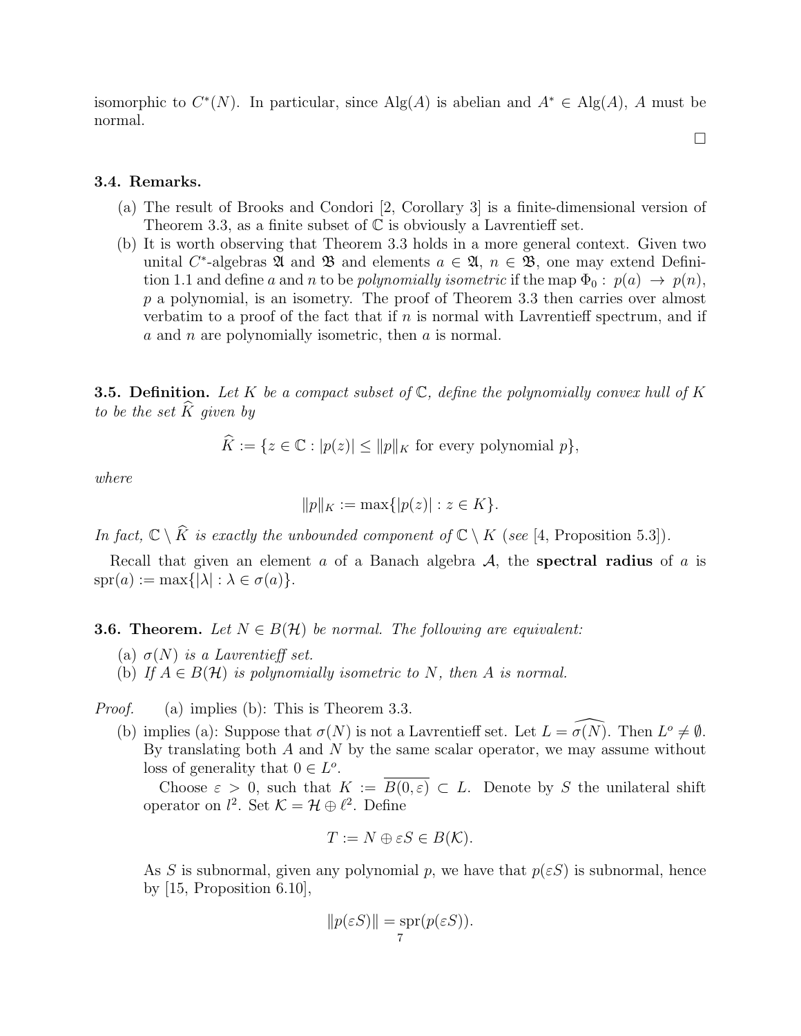isomorphic to $C^*(N)$. In particular, since $\text{Alg}(A)$ is abelian and $A^* \in \text{Alg}(A)$, $A$ must be normal.

□

### 3.4. Remarks.

(a) The result of Brooks and Condori [2, Corollary 3] is a finite-dimensional version of Theorem 3.3, as a finite subset of $\mathbb{C}$ is obviously a Lavrentieff set.

(b) It is worth observing that Theorem 3.3 holds in a more general context. Given two unital $C^*$-algebras $\mathfrak{A}$ and $\mathfrak{B}$ and elements $a \in \mathfrak{A}$, $n \in \mathfrak{B}$, one may extend Definition 1.1 and define $a$ and $n$ to be *polynomially isometric* if the map $\Phi_0 : \ p(a) \ \to \ p(n)$, $p$ a polynomial, is an isometry. The proof of Theorem 3.3 then carries over almost verbatim to a proof of the fact that if $n$ is normal with Lavrentieff spectrum, and if $a$ and $n$ are polynomially isometric, then $a$ is normal.

**3.5. Definition.** *Let $K$ be a compact subset of $\mathbb{C}$, define the polynomially convex hull of $K$ to be the set $\widehat{K}$ given by*

$$\widehat{K} := \{z \in \mathbb{C} : |p(z)| \leq \|p\|_K \text{ for every polynomial } p\},$$

*where*

$$\|p\|_K := \max\{|p(z)| : z \in K\}.$$

*In fact, $\mathbb{C} \setminus \widehat{K}$ is exactly the unbounded component of $\mathbb{C} \setminus K$ (see* [4, Proposition 5.3]*).*

Recall that given an element $a$ of a Banach algebra $\mathcal{A}$, the **spectral radius** of $a$ is $\text{spr}(a) := \max\{|\lambda| : \lambda \in \sigma(a)\}$.

**3.6. Theorem.** *Let $N \in B(\mathcal{H})$ be normal. The following are equivalent:*

(a) *$\sigma(N)$ is a Lavrentieff set.*

(b) *If $A \in B(\mathcal{H})$ is polynomially isometric to $N$, then $A$ is normal.*

*Proof.* (a) implies (b): This is Theorem 3.3.

(b) implies (a): Suppose that $\sigma(N)$ is not a Lavrentieff set. Let $L = \widehat{\sigma(N)}$. Then $L^o \neq \emptyset$. By translating both $A$ and $N$ by the same scalar operator, we may assume without loss of generality that $0 \in L^o$.

Choose $\varepsilon > 0$, such that $K := \overline{B(0, \varepsilon)} \subset L$. Denote by $S$ the unilateral shift operator on $l^2$. Set $\mathcal{K} = \mathcal{H} \oplus \ell^2$. Define

$$T := N \oplus \varepsilon S \in B(\mathcal{K}).$$

As $S$ is subnormal, given any polynomial $p$, we have that $p(\varepsilon S)$ is subnormal, hence by [15, Proposition 6.10],

$$\|p(\varepsilon S)\| = \text{spr}(p(\varepsilon S)).$$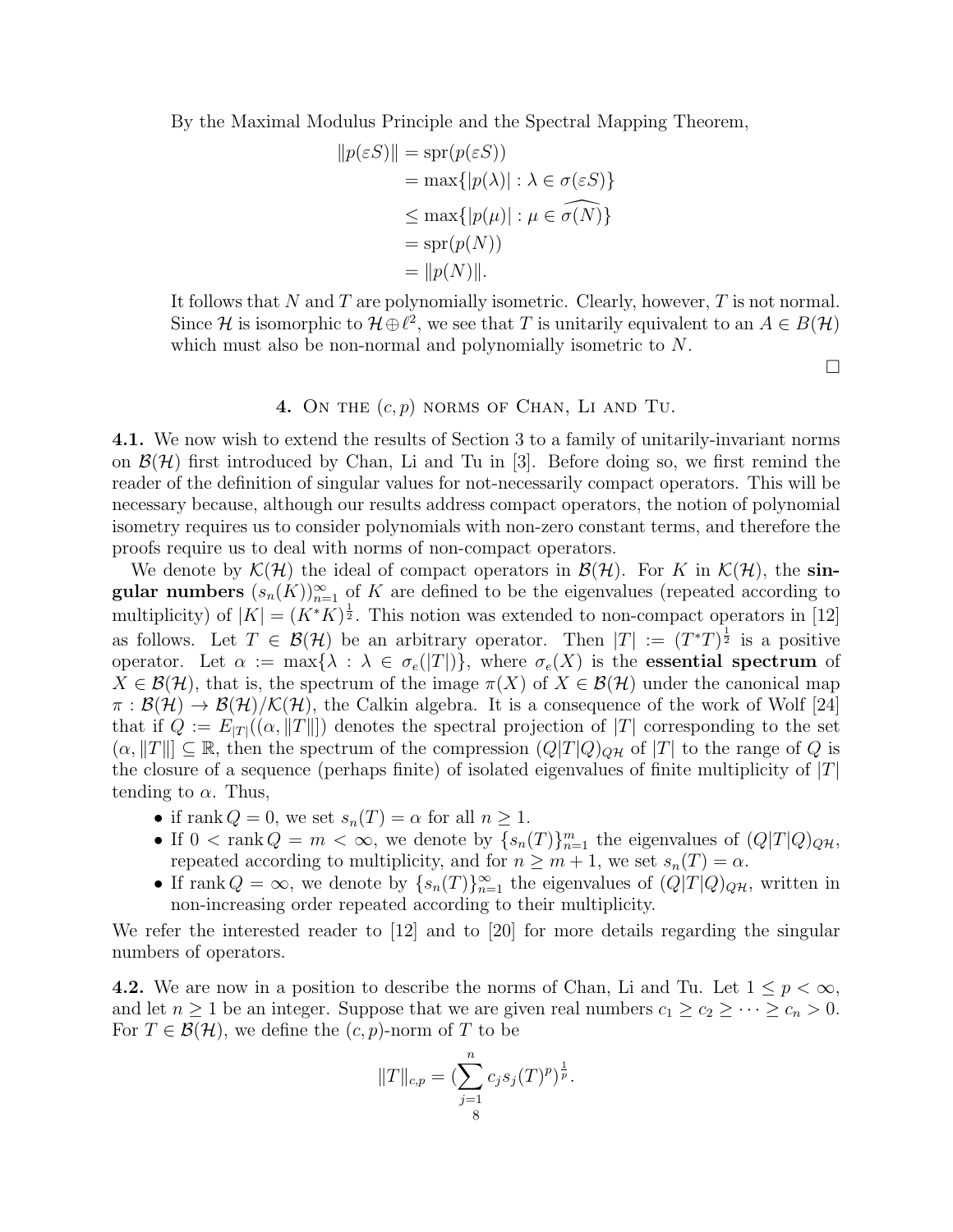By the Maximal Modulus Principle and the Spectral Mapping Theorem,

$$\begin{aligned}
\|p(\varepsilon S)\| &= \operatorname{spr}(p(\varepsilon S)) \\
&= \max\{|p(\lambda)| : \lambda \in \sigma(\varepsilon S)\} \\
&\leq \max\{|p(\mu)| : \mu \in \widehat{\sigma(N)}\} \\
&= \operatorname{spr}(p(N)) \\
&= \|p(N)\|.
\end{aligned}$$

It follows that $N$ and $T$ are polynomially isometric. Clearly, however, $T$ is not normal. Since $\mathcal{H}$ is isomorphic to $\mathcal{H} \oplus \ell^2$, we see that $T$ is unitarily equivalent to an $A \in B(\mathcal{H})$ which must also be non-normal and polynomially isometric to $N$.

□

## 4. On the $(c, p)$ norms of Chan, Li and Tu.

**4.1.** We now wish to extend the results of Section 3 to a family of unitarily-invariant norms on $\mathcal{B}(\mathcal{H})$ first introduced by Chan, Li and Tu in [3]. Before doing so, we first remind the reader of the definition of singular values for not-necessarily compact operators. This will be necessary because, although our results address compact operators, the notion of polynomial isometry requires us to consider polynomials with non-zero constant terms, and therefore the proofs require us to deal with norms of non-compact operators.

We denote by $\mathcal{K}(\mathcal{H})$ the ideal of compact operators in $\mathcal{B}(\mathcal{H})$. For $K$ in $\mathcal{K}(\mathcal{H})$, the **singular numbers** $(s_n(K))_{n=1}^{\infty}$ of $K$ are defined to be the eigenvalues (repeated according to multiplicity) of $|K| = (K^*K)^{\frac{1}{2}}$. This notion was extended to non-compact operators in [12] as follows. Let $T \in \mathcal{B}(\mathcal{H})$ be an arbitrary operator. Then $|T| := (T^*T)^{\frac{1}{2}}$ is a positive operator. Let $\alpha := \max\{\lambda : \lambda \in \sigma_e(|T|)\}$, where $\sigma_e(X)$ is the **essential spectrum** of $X \in \mathcal{B}(\mathcal{H})$, that is, the spectrum of the image $\pi(X)$ of $X \in \mathcal{B}(\mathcal{H})$ under the canonical map $\pi : \mathcal{B}(\mathcal{H}) \to \mathcal{B}(\mathcal{H})/\mathcal{K}(\mathcal{H})$, the Calkin algebra. It is a consequence of the work of Wolf [24] that if $Q := E_{|T|}((\alpha, \|T\|])$ denotes the spectral projection of $|T|$ corresponding to the set $(\alpha, \|T\|] \subseteq \mathbb{R}$, then the spectrum of the compression $(Q|T|Q)_{Q\mathcal{H}}$ of $|T|$ to the range of $Q$ is the closure of a sequence (perhaps finite) of isolated eigenvalues of finite multiplicity of $|T|$ tending to $\alpha$. Thus,

- if $\operatorname{rank} Q = 0$, we set $s_n(T) = \alpha$ for all $n \geq 1$.
- If $0 < \operatorname{rank} Q = m < \infty$, we denote by $\{s_n(T)\}_{n=1}^{m}$ the eigenvalues of $(Q|T|Q)_{Q\mathcal{H}}$, repeated according to multiplicity, and for $n \geq m+1$, we set $s_n(T) = \alpha$.
- If $\operatorname{rank} Q = \infty$, we denote by $\{s_n(T)\}_{n=1}^{\infty}$ the eigenvalues of $(Q|T|Q)_{Q\mathcal{H}}$, written in non-increasing order repeated according to their multiplicity.

We refer the interested reader to [12] and to [20] for more details regarding the singular numbers of operators.

**4.2.** We are now in a position to describe the norms of Chan, Li and Tu. Let $1 \leq p < \infty$, and let $n \geq 1$ be an integer. Suppose that we are given real numbers $c_1 \geq c_2 \geq \cdots \geq c_n > 0$. For $T \in \mathcal{B}(\mathcal{H})$, we define the $(c, p)$-norm of $T$ to be

$$\|T\|_{c,p} = \left(\sum_{j=1}^{n} c_j s_j(T)^p\right)^{\frac{1}{p}}.$$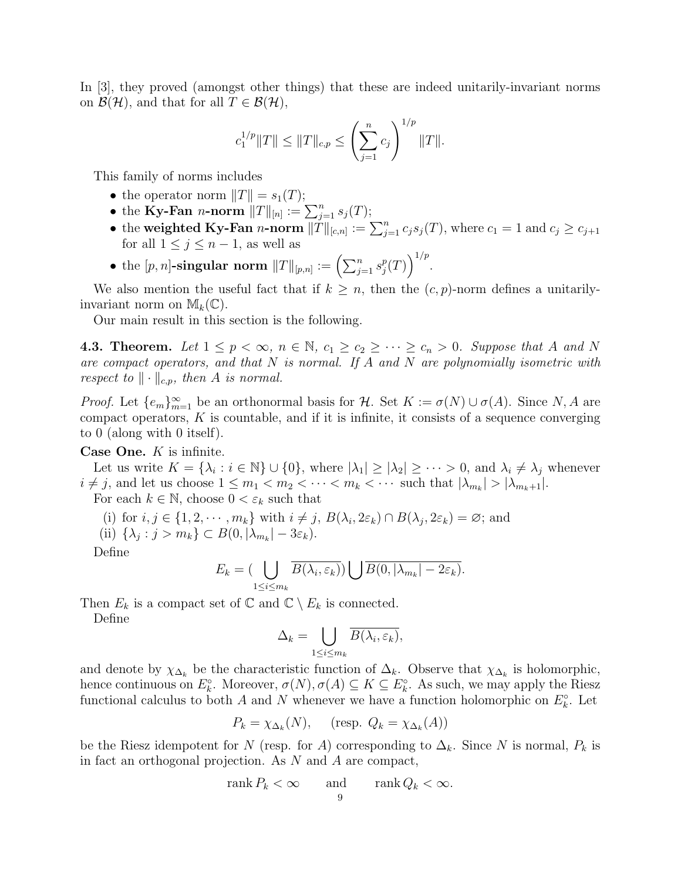In [3], they proved (amongst other things) that these are indeed unitarily-invariant norms on $\mathcal{B}(\mathcal{H})$, and that for all $T \in \mathcal{B}(\mathcal{H})$,

$$c_1^{1/p} \|T\| \le \|T\|_{c,p} \le \left( \sum_{j=1}^{n} c_j \right)^{1/p} \|T\|.$$

This family of norms includes

- the operator norm $\|T\| = s_1(T)$;
- the **Ky-Fan $n$-norm** $\|T\|_{[n]} := \sum_{j=1}^{n} s_j(T)$;
- the **weighted Ky-Fan $n$-norm** $\|T\|_{[c,n]} := \sum_{j=1}^{n} c_j s_j(T)$, where $c_1 = 1$ and $c_j \ge c_{j+1}$ for all $1 \le j \le n-1$, as well as
- the **$[p,n]$-singular norm** $\|T\|_{[p,n]} := \left( \sum_{j=1}^{n} s_j^p(T) \right)^{1/p}$.

We also mention the useful fact that if $k \ge n$, then the $(c,p)$-norm defines a unitarily-invariant norm on $\mathbb{M}_k(\mathbb{C})$.

Our main result in this section is the following.

**4.3. Theorem.** *Let $1 \le p < \infty$, $n \in \mathbb{N}$, $c_1 \ge c_2 \ge \cdots \ge c_n > 0$. Suppose that $A$ and $N$ are compact operators, and that $N$ is normal. If $A$ and $N$ are polynomially isometric with respect to $\|\cdot\|_{c,p}$, then $A$ is normal.*

*Proof.* Let $\{e_m\}_{m=1}^{\infty}$ be an orthonormal basis for $\mathcal{H}$. Set $K := \sigma(N) \cup \sigma(A)$. Since $N, A$ are compact operators, $K$ is countable, and if it is infinite, it consists of a sequence converging to $0$ (along with $0$ itself).

**Case One.** $K$ is infinite.

Let us write $K = \{\lambda_i : i \in \mathbb{N}\} \cup \{0\}$, where $|\lambda_1| \ge |\lambda_2| \ge \cdots > 0$, and $\lambda_i \ne \lambda_j$ whenever $i \ne j$, and let us choose $1 \le m_1 < m_2 < \cdots < m_k < \cdots$ such that $|\lambda_{m_k}| > |\lambda_{m_k+1}|$.

For each $k \in \mathbb{N}$, choose $0 < \varepsilon_k$ such that

(i) for $i, j \in \{1, 2, \cdots, m_k\}$ with $i \ne j$, $B(\lambda_i, 2\varepsilon_k) \cap B(\lambda_j, 2\varepsilon_k) = \varnothing$; and

(ii) $\{\lambda_j : j > m_k\} \subset B(0, |\lambda_{m_k}| - 3\varepsilon_k)$.

Define

$$E_k = \Big( \bigcup_{1 \le i \le m_k} \overline{B(\lambda_i, \varepsilon_k)} \Big) \bigcup \overline{B(0, |\lambda_{m_k}| - 2\varepsilon_k)}.$$

Then $E_k$ is a compact set of $\mathbb{C}$ and $\mathbb{C} \setminus E_k$ is connected.

Define

$$\Delta_k = \bigcup_{1 \le i \le m_k} \overline{B(\lambda_i, \varepsilon_k)},$$

and denote by $\chi_{\Delta_k}$ be the characteristic function of $\Delta_k$. Observe that $\chi_{\Delta_k}$ is holomorphic, hence continuous on $E_k^\circ$. Moreover, $\sigma(N), \sigma(A) \subseteq K \subseteq E_k^\circ$. As such, we may apply the Riesz functional calculus to both $A$ and $N$ whenever we have a function holomorphic on $E_k^\circ$. Let

$$P_k = \chi_{\Delta_k}(N), \qquad (\text{resp. } Q_k = \chi_{\Delta_k}(A))$$

be the Riesz idempotent for $N$ (resp. for $A$) corresponding to $\Delta_k$. Since $N$ is normal, $P_k$ is in fact an orthogonal projection. As $N$ and $A$ are compact,

$$\operatorname{rank} P_k < \infty \qquad \text{and} \qquad \operatorname{rank} Q_k < \infty.$$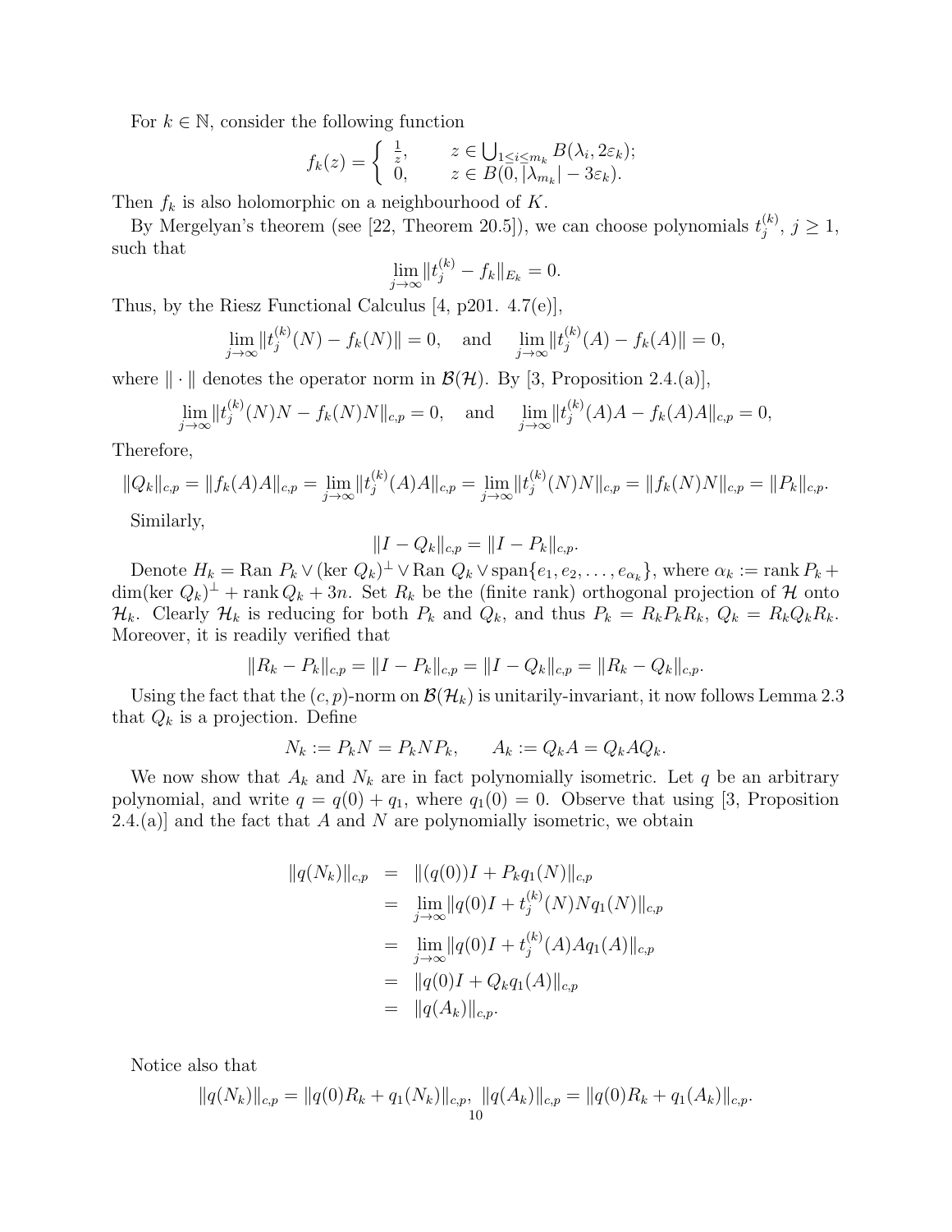For $k \in \mathbb{N}$, consider the following function

$$f_k(z) = \begin{cases} \frac{1}{z}, & z \in \bigcup_{1 \leq i \leq m_k} B(\lambda_i, 2\varepsilon_k); \\ 0, & z \in B(0, |\lambda_{m_k}| - 3\varepsilon_k). \end{cases}$$

Then $f_k$ is also holomorphic on a neighbourhood of $K$.

By Mergelyan's theorem (see [22, Theorem 20.5]), we can choose polynomials $t_j^{(k)}$, $j \geq 1$, such that

$$\lim_{j \to \infty} \|t_j^{(k)} - f_k\|_{E_k} = 0.$$

Thus, by the Riesz Functional Calculus [4, p201. 4.7(e)],

$$\lim_{j \to \infty} \|t_j^{(k)}(N) - f_k(N)\| = 0, \quad \text{and} \quad \lim_{j \to \infty} \|t_j^{(k)}(A) - f_k(A)\| = 0,$$

where $\| \cdot \|$ denotes the operator norm in $\mathcal{B}(\mathcal{H})$. By [3, Proposition 2.4.(a)],

$$\lim_{j \to \infty} \|t_j^{(k)}(N)N - f_k(N)N\|_{c,p} = 0, \quad \text{and} \quad \lim_{j \to \infty} \|t_j^{(k)}(A)A - f_k(A)A\|_{c,p} = 0,$$

Therefore,

$$\|Q_k\|_{c,p} = \|f_k(A)A\|_{c,p} = \lim_{j \to \infty} \|t_j^{(k)}(A)A\|_{c,p} = \lim_{j \to \infty} \|t_j^{(k)}(N)N\|_{c,p} = \|f_k(N)N\|_{c,p} = \|P_k\|_{c,p}.$$

Similarly,

$$\|I - Q_k\|_{c,p} = \|I - P_k\|_{c,p}.$$

Denote $H_k = \text{Ran } P_k \vee (\ker Q_k)^\perp \vee \text{Ran } Q_k \vee \text{span}\{e_1, e_2, \ldots, e_{\alpha_k}\}$, where $\alpha_k := \text{rank } P_k + \dim(\ker Q_k)^\perp + \text{rank } Q_k + 3n$. Set $R_k$ be the (finite rank) orthogonal projection of $\mathcal{H}$ onto $\mathcal{H}_k$. Clearly $\mathcal{H}_k$ is reducing for both $P_k$ and $Q_k$, and thus $P_k = R_k P_k R_k$, $Q_k = R_k Q_k R_k$. Moreover, it is readily verified that

$$\|R_k - P_k\|_{c,p} = \|I - P_k\|_{c,p} = \|I - Q_k\|_{c,p} = \|R_k - Q_k\|_{c,p}.$$

Using the fact that the $(c,p)$-norm on $\mathcal{B}(\mathcal{H}_k)$ is unitarily-invariant, it now follows Lemma 2.3 that $Q_k$ is a projection. Define

$$N_k := P_k N = P_k N P_k, \qquad A_k := Q_k A = Q_k A Q_k.$$

We now show that $A_k$ and $N_k$ are in fact polynomially isometric. Let $q$ be an arbitrary polynomial, and write $q = q(0) + q_1$, where $q_1(0) = 0$. Observe that using [3, Proposition 2.4.(a)] and the fact that $A$ and $N$ are polynomially isometric, we obtain

$$\begin{aligned}
\|q(N_k)\|_{c,p} &= \|(q(0))I + P_k q_1(N)\|_{c,p} \\
&= \lim_{j \to \infty} \|q(0)I + t_j^{(k)}(N) N q_1(N)\|_{c,p} \\
&= \lim_{j \to \infty} \|q(0)I + t_j^{(k)}(A) A q_1(A)\|_{c,p} \\
&= \|q(0)I + Q_k q_1(A)\|_{c,p} \\
&= \|q(A_k)\|_{c,p}.
\end{aligned}$$

Notice also that

$$\|q(N_k)\|_{c,p} = \|q(0)R_k + q_1(N_k)\|_{c,p}, \ \|q(A_k)\|_{c,p} = \|q(0)R_k + q_1(A_k)\|_{c,p}.$$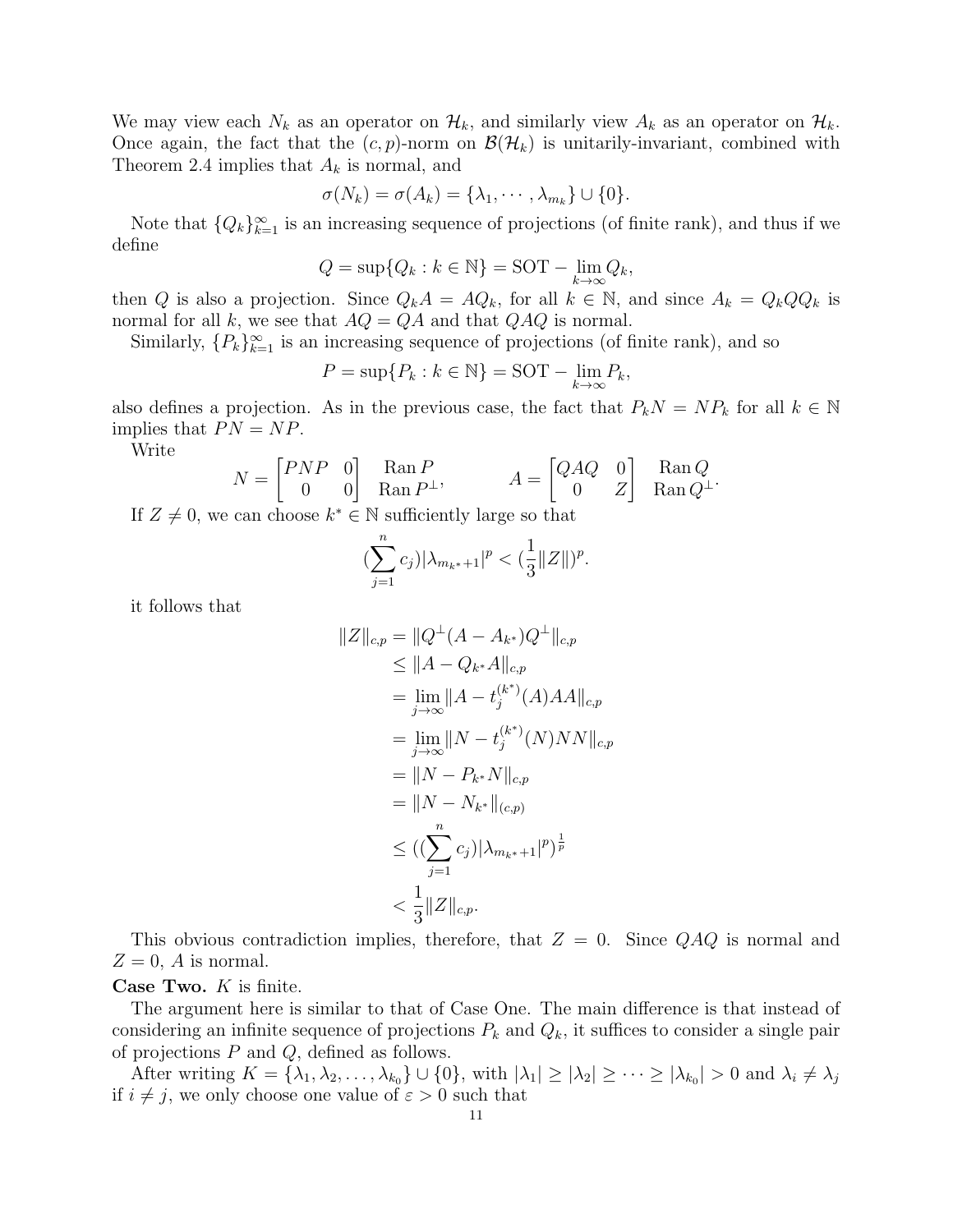We may view each $N_k$ as an operator on $\mathcal{H}_k$, and similarly view $A_k$ as an operator on $\mathcal{H}_k$. Once again, the fact that the $(c,p)$-norm on $\mathcal{B}(\mathcal{H}_k)$ is unitarily-invariant, combined with Theorem 2.4 implies that $A_k$ is normal, and

$$\sigma(N_k) = \sigma(A_k) = \{\lambda_1, \cdots, \lambda_{m_k}\} \cup \{0\}.$$

Note that $\{Q_k\}_{k=1}^\infty$ is an increasing sequence of projections (of finite rank), and thus if we define

$$Q = \sup\{Q_k : k \in \mathbb{N}\} = \text{SOT} - \lim_{k\to\infty} Q_k,$$

then $Q$ is also a projection. Since $Q_k A = A Q_k$, for all $k \in \mathbb{N}$, and since $A_k = Q_k Q Q_k$ is normal for all $k$, we see that $AQ = QA$ and that $QAQ$ is normal.

Similarly, $\{P_k\}_{k=1}^\infty$ is an increasing sequence of projections (of finite rank), and so

$$P = \sup\{P_k : k \in \mathbb{N}\} = \text{SOT} - \lim_{k\to\infty} P_k,$$

also defines a projection. As in the previous case, the fact that $P_k N = N P_k$ for all $k \in \mathbb{N}$ implies that $PN = NP$.

Write

$$N = \begin{bmatrix} PNP & 0 \\ 0 & 0 \end{bmatrix} \begin{matrix} \operatorname{Ran} P \\ \operatorname{Ran} P^\perp \end{matrix}, \qquad A = \begin{bmatrix} QAQ & 0 \\ 0 & Z \end{bmatrix} \begin{matrix} \operatorname{Ran} Q \\ \operatorname{Ran} Q^\perp \end{matrix}.$$

If $Z \neq 0$, we can choose $k^* \in \mathbb{N}$ sufficiently large so that

$$(\sum_{j=1}^n c_j)|\lambda_{m_{k^*}+1}|^p < (\frac{1}{3}\|Z\|)^p.$$

it follows that

$$\begin{aligned}
\|Z\|_{c,p} &= \|Q^\perp (A - A_{k^*}) Q^\perp\|_{c,p} \\
&\leq \|A - Q_{k^*} A\|_{c,p} \\
&= \lim_{j\to\infty} \|A - t_j^{(k^*)}(A) AA\|_{c,p} \\
&= \lim_{j\to\infty} \|N - t_j^{(k^*)}(N) NN\|_{c,p} \\
&= \|N - P_{k^*} N\|_{c,p} \\
&= \|N - N_{k^*}\|_{(c,p)} \\
&\leq ((\sum_{j=1}^n c_j)|\lambda_{m_{k^*}+1}|^p)^{\frac{1}{p}} \\
&< \frac{1}{3}\|Z\|_{c,p}.
\end{aligned}$$

This obvious contradiction implies, therefore, that $Z = 0$. Since $QAQ$ is normal and $Z = 0$, $A$ is normal.

**Case Two.** $K$ is finite.

The argument here is similar to that of Case One. The main difference is that instead of considering an infinite sequence of projections $P_k$ and $Q_k$, it suffices to consider a single pair of projections $P$ and $Q$, defined as follows.

After writing $K = \{\lambda_1, \lambda_2, \ldots, \lambda_{k_0}\} \cup \{0\}$, with $|\lambda_1| \geq |\lambda_2| \geq \cdots \geq |\lambda_{k_0}| > 0$ and $\lambda_i \neq \lambda_j$ if $i \neq j$, we only choose one value of $\varepsilon > 0$ such that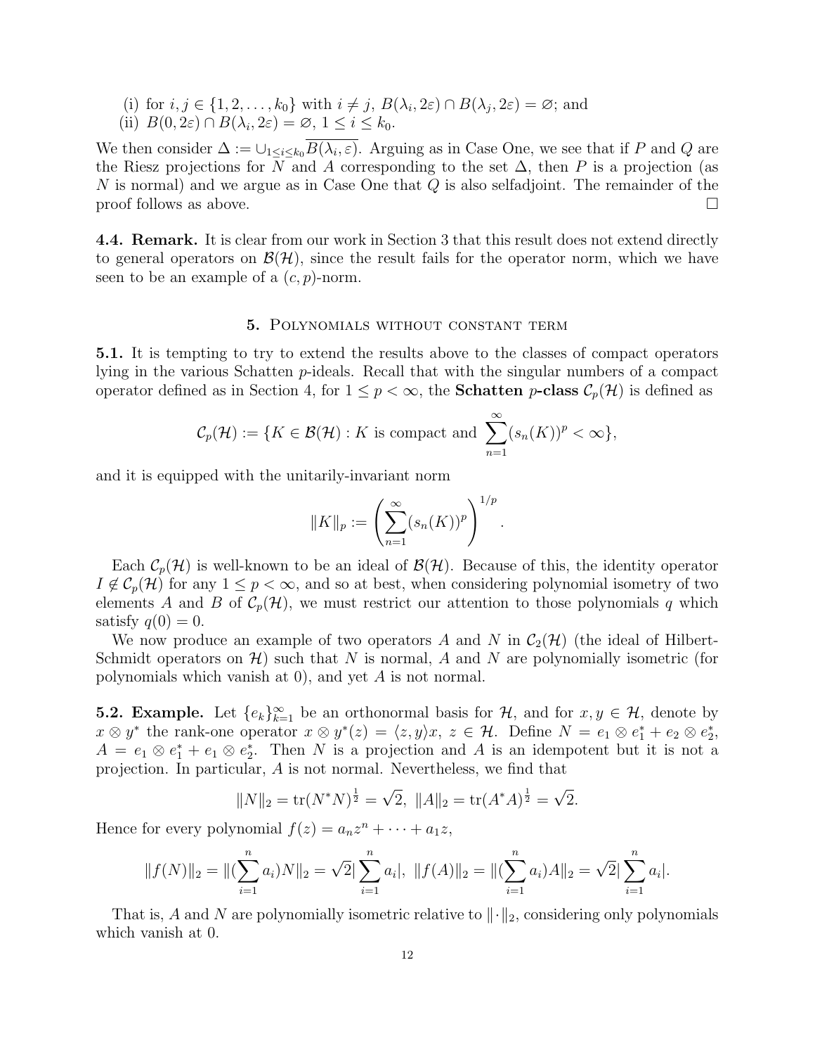(i) for $i, j \in \{1, 2, \ldots, k_0\}$ with $i \neq j$, $B(\lambda_i, 2\varepsilon) \cap B(\lambda_j, 2\varepsilon) = \varnothing$; and
(ii) $B(0, 2\varepsilon) \cap B(\lambda_i, 2\varepsilon) = \varnothing$, $1 \leq i \leq k_0$.

We then consider $\Delta := \cup_{1 \leq i \leq k_0} \overline{B(\lambda_i, \varepsilon)}$. Arguing as in Case One, we see that if $P$ and $Q$ are the Riesz projections for $N$ and $A$ corresponding to the set $\Delta$, then $P$ is a projection (as $N$ is normal) and we argue as in Case One that $Q$ is also selfadjoint. The remainder of the proof follows as above. □

**4.4. Remark.** It is clear from our work in Section 3 that this result does not extend directly to general operators on $\mathcal{B}(\mathcal{H})$, since the result fails for the operator norm, which we have seen to be an example of a $(c, p)$-norm.

## 5. Polynomials without constant term

**5.1.** It is tempting to try to extend the results above to the classes of compact operators lying in the various Schatten $p$-ideals. Recall that with the singular numbers of a compact operator defined as in Section 4, for $1 \leq p < \infty$, the **Schatten $p$-class** $\mathcal{C}_p(\mathcal{H})$ is defined as

$$\mathcal{C}_p(\mathcal{H}) := \{K \in \mathcal{B}(\mathcal{H}) : K \text{ is compact and } \sum_{n=1}^{\infty} (s_n(K))^p < \infty\},$$

and it is equipped with the unitarily-invariant norm

$$\|K\|_p := \left( \sum_{n=1}^{\infty} (s_n(K))^p \right)^{1/p}.$$

Each $\mathcal{C}_p(\mathcal{H})$ is well-known to be an ideal of $\mathcal{B}(\mathcal{H})$. Because of this, the identity operator $I \notin \mathcal{C}_p(\mathcal{H})$ for any $1 \leq p < \infty$, and so at best, when considering polynomial isometry of two elements $A$ and $B$ of $\mathcal{C}_p(\mathcal{H})$, we must restrict our attention to those polynomials $q$ which satisfy $q(0) = 0$.

We now produce an example of two operators $A$ and $N$ in $\mathcal{C}_2(\mathcal{H})$ (the ideal of Hilbert-Schmidt operators on $\mathcal{H}$) such that $N$ is normal, $A$ and $N$ are polynomially isometric (for polynomials which vanish at 0), and yet $A$ is not normal.

**5.2. Example.** Let $\{e_k\}_{k=1}^{\infty}$ be an orthonormal basis for $\mathcal{H}$, and for $x, y \in \mathcal{H}$, denote by $x \otimes y^*$ the rank-one operator $x \otimes y^*(z) = \langle z, y \rangle x$, $z \in \mathcal{H}$. Define $N = e_1 \otimes e_1^* + e_2 \otimes e_2^*$, $A = e_1 \otimes e_1^* + e_1 \otimes e_2^*$. Then $N$ is a projection and $A$ is an idempotent but it is not a projection. In particular, $A$ is not normal. Nevertheless, we find that

$$\|N\|_2 = \operatorname{tr}(N^* N)^{\frac{1}{2}} = \sqrt{2}, \ \|A\|_2 = \operatorname{tr}(A^* A)^{\frac{1}{2}} = \sqrt{2}.$$

Hence for every polynomial $f(z) = a_n z^n + \cdots + a_1 z$,

$$\|f(N)\|_2 = \|(\sum_{i=1}^{n} a_i) N\|_2 = \sqrt{2} |\sum_{i=1}^{n} a_i|, \ \|f(A)\|_2 = \|(\sum_{i=1}^{n} a_i) A\|_2 = \sqrt{2} |\sum_{i=1}^{n} a_i|.$$

That is, $A$ and $N$ are polynomially isometric relative to $\|\cdot\|_2$, considering only polynomials which vanish at 0.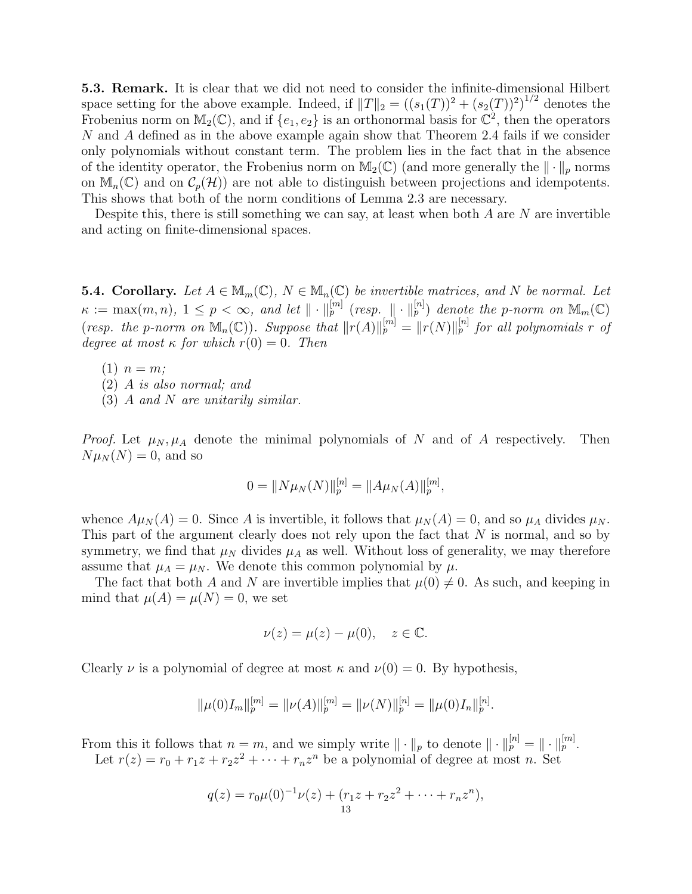**5.3. Remark.** It is clear that we did not need to consider the infinite-dimensional Hilbert space setting for the above example. Indeed, if $\|T\|_2 = ((s_1(T))^2 + (s_2(T))^2)^{1/2}$ denotes the Frobenius norm on $\mathbb{M}_2(\mathbb{C})$, and if $\{e_1, e_2\}$ is an orthonormal basis for $\mathbb{C}^2$, then the operators $N$ and $A$ defined as in the above example again show that Theorem 2.4 fails if we consider only polynomials without constant term. The problem lies in the fact that in the absence of the identity operator, the Frobenius norm on $\mathbb{M}_2(\mathbb{C})$ (and more generally the $\|\cdot\|_p$ norms on $\mathbb{M}_n(\mathbb{C})$ and on $\mathcal{C}_p(\mathcal{H})$) are not able to distinguish between projections and idempotents. This shows that both of the norm conditions of Lemma 2.3 are necessary.

Despite this, there is still something we can say, at least when both $A$ are $N$ are invertible and acting on finite-dimensional spaces.

**5.4. Corollary.** *Let $A \in \mathbb{M}_m(\mathbb{C})$, $N \in \mathbb{M}_n(\mathbb{C})$ be invertible matrices, and $N$ be normal. Let $\kappa := \max(m, n)$, $1 \le p < \infty$, and let $\|\cdot\|_p^{[m]}$ (resp. $\|\cdot\|_p^{[n]}$) denote the p-norm on $\mathbb{M}_m(\mathbb{C})$ (resp. the p-norm on $\mathbb{M}_n(\mathbb{C})$). Suppose that $\|r(A)\|_p^{[m]} = \|r(N)\|_p^{[n]}$ for all polynomials $r$ of degree at most $\kappa$ for which $r(0) = 0$. Then*

1. *$n = m$;*
2. *$A$ is also normal; and*
3. *$A$ and $N$ are unitarily similar.*

*Proof.* Let $\mu_N, \mu_A$ denote the minimal polynomials of $N$ and of $A$ respectively. Then $N\mu_N(N) = 0$, and so

$$0 = \|N\mu_N(N)\|_p^{[n]} = \|A\mu_N(A)\|_p^{[m]},$$

whence $A\mu_N(A) = 0$. Since $A$ is invertible, it follows that $\mu_N(A) = 0$, and so $\mu_A$ divides $\mu_N$. This part of the argument clearly does not rely upon the fact that $N$ is normal, and so by symmetry, we find that $\mu_N$ divides $\mu_A$ as well. Without loss of generality, we may therefore assume that $\mu_A = \mu_N$. We denote this common polynomial by $\mu$.

The fact that both $A$ and $N$ are invertible implies that $\mu(0) \neq 0$. As such, and keeping in mind that $\mu(A) = \mu(N) = 0$, we set

$$\nu(z) = \mu(z) - \mu(0), \quad z \in \mathbb{C}.$$

Clearly $\nu$ is a polynomial of degree at most $\kappa$ and $\nu(0) = 0$. By hypothesis,

$$\|\mu(0)I_m\|_p^{[m]} = \|\nu(A)\|_p^{[m]} = \|\nu(N)\|_p^{[n]} = \|\mu(0)I_n\|_p^{[n]}.$$

From this it follows that $n = m$, and we simply write $\|\cdot\|_p$ to denote $\|\cdot\|_p^{[n]} = \|\cdot\|_p^{[m]}$.

Let $r(z) = r_0 + r_1 z + r_2 z^2 + \cdots + r_n z^n$ be a polynomial of degree at most $n$. Set

$$q(z) = r_0\mu(0)^{-1}\nu(z) + (r_1 z + r_2 z^2 + \cdots + r_n z^n),$$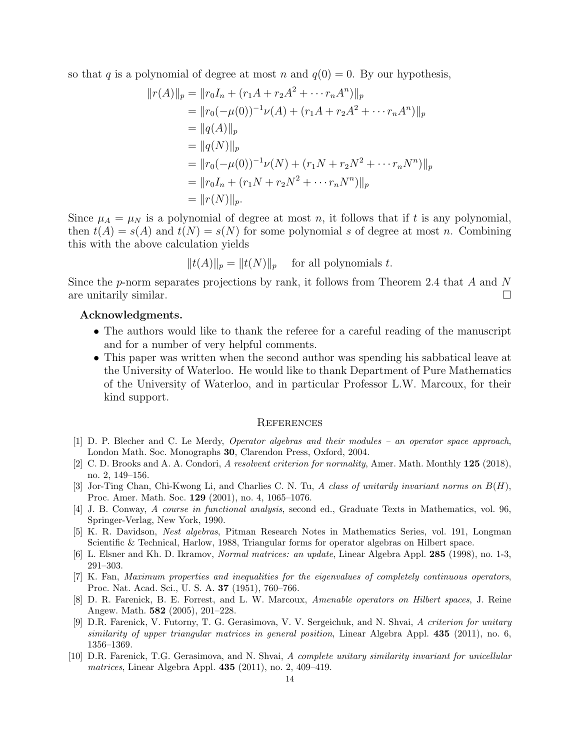so that $q$ is a polynomial of degree at most $n$ and $q(0) = 0$. By our hypothesis,

$$\begin{aligned}
\|r(A)\|_p &= \|r_0 I_n + (r_1 A + r_2 A^2 + \cdots r_n A^n)\|_p \\
&= \|r_0(-\mu(0))^{-1}\nu(A) + (r_1 A + r_2 A^2 + \cdots r_n A^n)\|_p \\
&= \|q(A)\|_p \\
&= \|q(N)\|_p \\
&= \|r_0(-\mu(0))^{-1}\nu(N) + (r_1 N + r_2 N^2 + \cdots r_n N^n)\|_p \\
&= \|r_0 I_n + (r_1 N + r_2 N^2 + \cdots r_n N^n)\|_p \\
&= \|r(N)\|_p.
\end{aligned}$$

Since $\mu_A = \mu_N$ is a polynomial of degree at most $n$, it follows that if $t$ is any polynomial, then $t(A) = s(A)$ and $t(N) = s(N)$ for some polynomial $s$ of degree at most $n$. Combining this with the above calculation yields

$$\|t(A)\|_p = \|t(N)\|_p \quad \text{for all polynomials } t.$$

Since the $p$-norm separates projections by rank, it follows from Theorem 2.4 that $A$ and $N$ are unitarily similar. □

**Acknowledgments.**

- The authors would like to thank the referee for a careful reading of the manuscript and for a number of very helpful comments.
- This paper was written when the second author was spending his sabbatical leave at the University of Waterloo. He would like to thank Department of Pure Mathematics of the University of Waterloo, and in particular Professor L.W. Marcoux, for their kind support.

## References

[1] D. P. Blecher and C. Le Merdy, *Operator algebras and their modules – an operator space approach*, London Math. Soc. Monographs **30**, Clarendon Press, Oxford, 2004.

[2] C. D. Brooks and A. A. Condori, *A resolvent criterion for normality*, Amer. Math. Monthly **125** (2018), no. 2, 149–156.

[3] Jor-Ting Chan, Chi-Kwong Li, and Charlies C. N. Tu, *A class of unitarily invariant norms on $B(H)$*, Proc. Amer. Math. Soc. **129** (2001), no. 4, 1065–1076.

[4] J. B. Conway, *A course in functional analysis*, second ed., Graduate Texts in Mathematics, vol. 96, Springer-Verlag, New York, 1990.

[5] K. R. Davidson, *Nest algebras*, Pitman Research Notes in Mathematics Series, vol. 191, Longman Scientific & Technical, Harlow, 1988, Triangular forms for operator algebras on Hilbert space.

[6] L. Elsner and Kh. D. Ikramov, *Normal matrices: an update*, Linear Algebra Appl. **285** (1998), no. 1-3, 291–303.

[7] K. Fan, *Maximum properties and inequalities for the eigenvalues of completely continuous operators*, Proc. Nat. Acad. Sci., U. S. A. **37** (1951), 760–766.

[8] D. R. Farenick, B. E. Forrest, and L. W. Marcoux, *Amenable operators on Hilbert spaces*, J. Reine Angew. Math. **582** (2005), 201–228.

[9] D.R. Farenick, V. Futorny, T. G. Gerasimova, V. V. Sergeichuk, and N. Shvai, *A criterion for unitary similarity of upper triangular matrices in general position*, Linear Algebra Appl. **435** (2011), no. 6, 1356–1369.

[10] D.R. Farenick, T.G. Gerasimova, and N. Shvai, *A complete unitary similarity invariant for unicellular matrices*, Linear Algebra Appl. **435** (2011), no. 2, 409–419.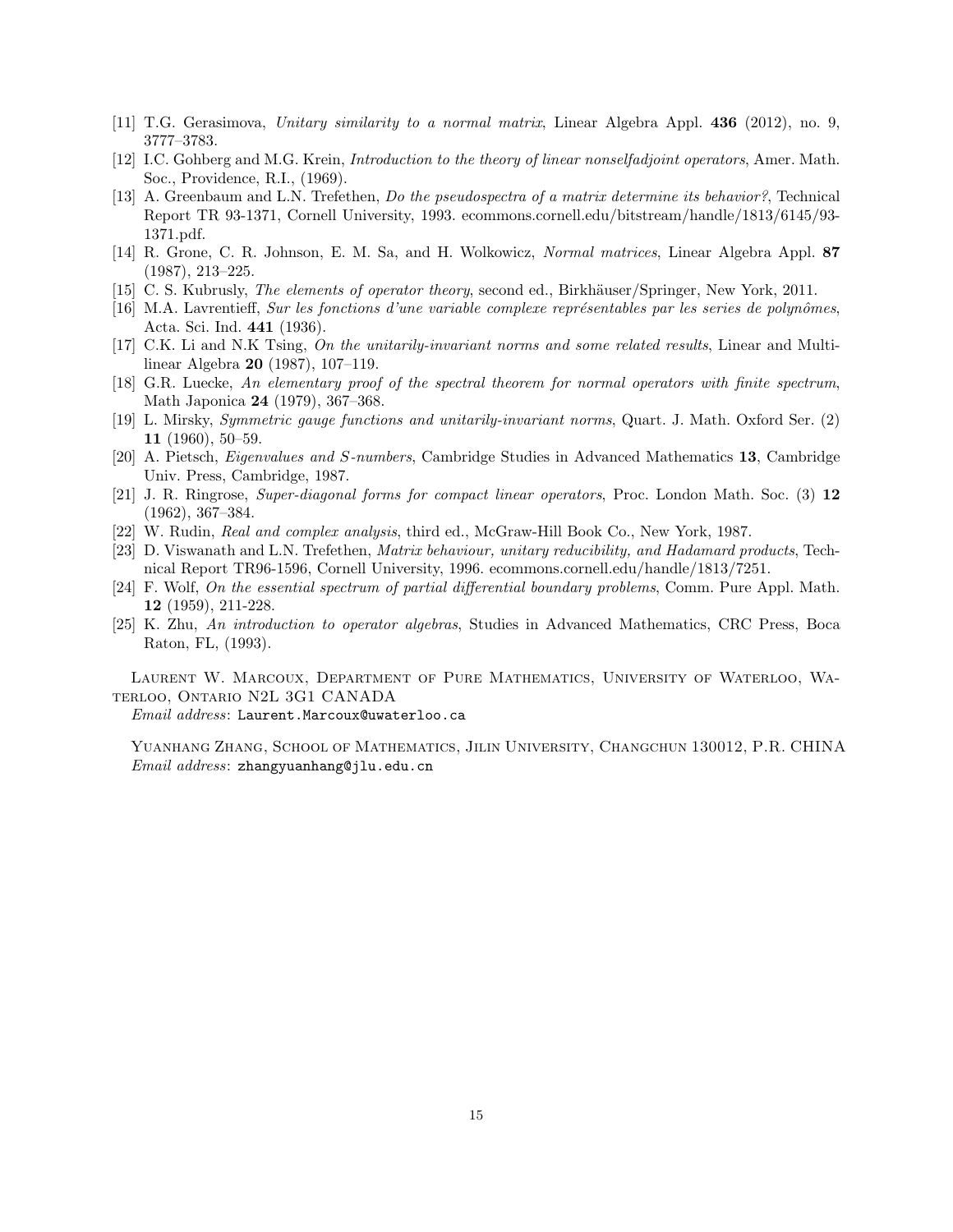[11] T.G. Gerasimova, *Unitary similarity to a normal matrix*, Linear Algebra Appl. **436** (2012), no. 9, 3777–3783.

[12] I.C. Gohberg and M.G. Krein, *Introduction to the theory of linear nonselfadjoint operators*, Amer. Math. Soc., Providence, R.I., (1969).

[13] A. Greenbaum and L.N. Trefethen, *Do the pseudospectra of a matrix determine its behavior?*, Technical Report TR 93-1371, Cornell University, 1993. ecommons.cornell.edu/bitstream/handle/1813/6145/93-1371.pdf.

[14] R. Grone, C. R. Johnson, E. M. Sa, and H. Wolkowicz, *Normal matrices*, Linear Algebra Appl. **87** (1987), 213–225.

[15] C. S. Kubrusly, *The elements of operator theory*, second ed., Birkhäuser/Springer, New York, 2011.

[16] M.A. Lavrentieff, *Sur les fonctions d'une variable complexe représentables par les series de polynômes*, Acta. Sci. Ind. **441** (1936).

[17] C.K. Li and N.K Tsing, *On the unitarily-invariant norms and some related results*, Linear and Multilinear Algebra **20** (1987), 107–119.

[18] G.R. Luecke, *An elementary proof of the spectral theorem for normal operators with finite spectrum*, Math Japonica **24** (1979), 367–368.

[19] L. Mirsky, *Symmetric gauge functions and unitarily-invariant norms*, Quart. J. Math. Oxford Ser. (2) **11** (1960), 50–59.

[20] A. Pietsch, *Eigenvalues and S-numbers*, Cambridge Studies in Advanced Mathematics **13**, Cambridge Univ. Press, Cambridge, 1987.

[21] J. R. Ringrose, *Super-diagonal forms for compact linear operators*, Proc. London Math. Soc. (3) **12** (1962), 367–384.

[22] W. Rudin, *Real and complex analysis*, third ed., McGraw-Hill Book Co., New York, 1987.

[23] D. Viswanath and L.N. Trefethen, *Matrix behaviour, unitary reducibility, and Hadamard products*, Technical Report TR96-1596, Cornell University, 1996. ecommons.cornell.edu/handle/1813/7251.

[24] F. Wolf, *On the essential spectrum of partial differential boundary problems*, Comm. Pure Appl. Math. **12** (1959), 211-228.

[25] K. Zhu, *An introduction to operator algebras*, Studies in Advanced Mathematics, CRC Press, Boca Raton, FL, (1993).

Laurent W. Marcoux, Department of Pure Mathematics, University of Waterloo, Waterloo, Ontario N2L 3G1 CANADA
*Email address*: Laurent.Marcoux@uwaterloo.ca

Yuanhang Zhang, School of Mathematics, Jilin University, Changchun 130012, P.R. CHINA
*Email address*: zhangyuanhang@jlu.edu.cn